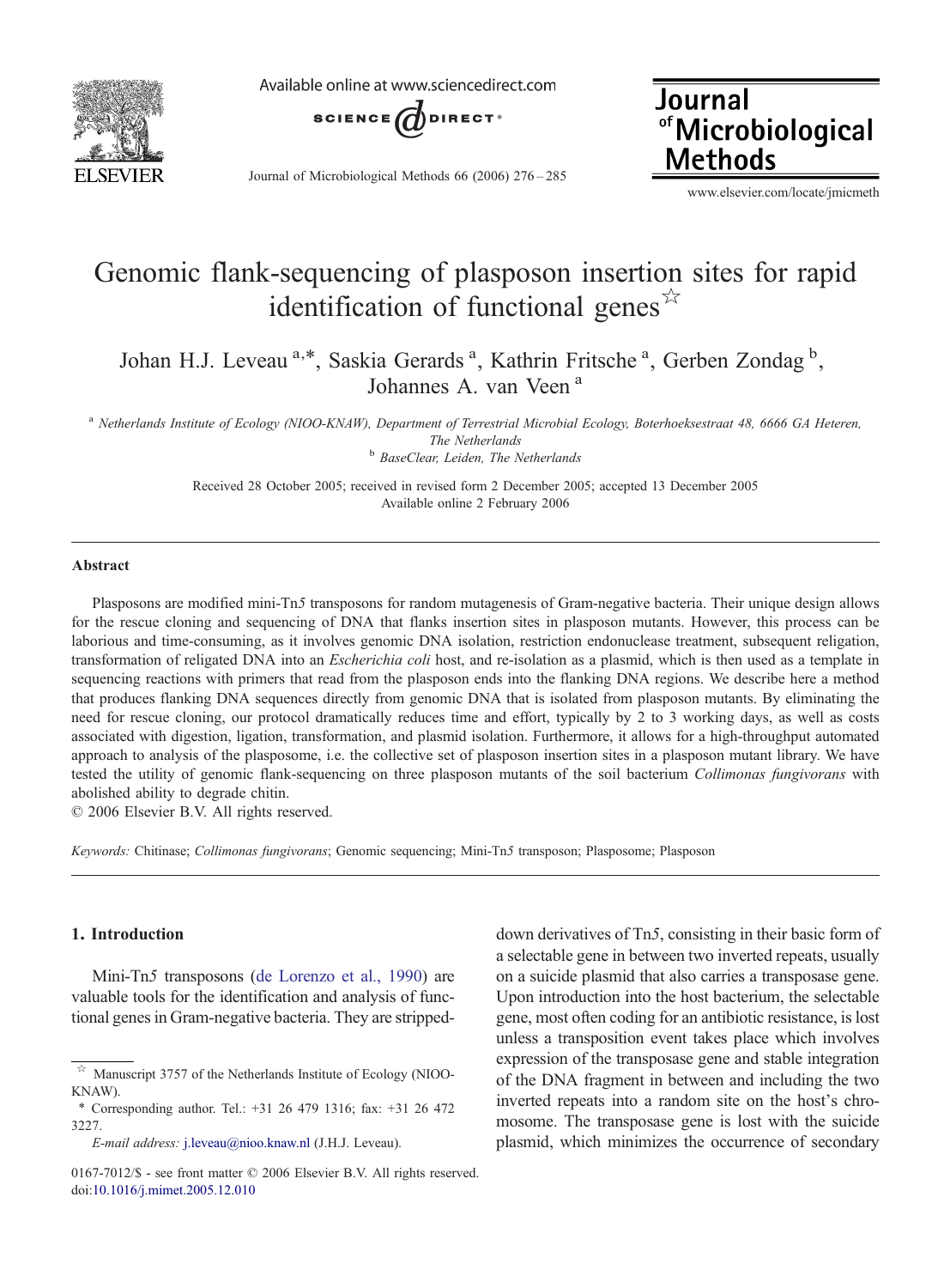# Genomic flank-sequencing of plasposon insertion sites for rapid identification of functional genes ☆

Johan H.J. Leveau [a,*], Saskia Gerards [a], Kathrin Fritsche [a], Gerben Zondag [b], Johannes A. van Veen [a]

[a] *Netherlands Institute of Ecology (NIOO-KNAW), Department of Terrestrial Microbial Ecology, Boterhoeksestraat 48, 6666 GA Heteren, The Netherlands*

[b] *BaseClear, Leiden, The Netherlands*

Received 28 October 2005; received in revised form 2 December 2005; accepted 13 December 2005
Available online 2 February 2006

## Abstract

Plasposons are modified mini-Tn*5* transposons for random mutagenesis of Gram-negative bacteria. Their unique design allows for the rescue cloning and sequencing of DNA that flanks insertion sites in plasposon mutants. However, this process can be laborious and time-consuming, as it involves genomic DNA isolation, restriction endonuclease treatment, subsequent religation, transformation of religated DNA into an *Escherichia coli* host, and re-isolation as a plasmid, which is then used as a template in sequencing reactions with primers that read from the plasposon ends into the flanking DNA regions. We describe here a method that produces flanking DNA sequences directly from genomic DNA that is isolated from plasposon mutants. By eliminating the need for rescue cloning, our protocol dramatically reduces time and effort, typically by 2 to 3 working days, as well as costs associated with digestion, ligation, transformation, and plasmid isolation. Furthermore, it allows for a high-throughput automated approach to analysis of the plasposome, i.e. the collective set of plasposon insertion sites in a plasposon mutant library. We have tested the utility of genomic flank-sequencing on three plasposon mutants of the soil bacterium *Collimonas fungivorans* with abolished ability to degrade chitin.

© 2006 Elsevier B.V. All rights reserved.

*Keywords:* Chitinase; *Collimonas fungivorans*; Genomic sequencing; Mini-Tn*5* transposon; Plasposome; Plasposon

## 1. Introduction

Mini-Tn*5* transposons (de Lorenzo et al., 1990) are valuable tools for the identification and analysis of functional genes in Gram-negative bacteria. They are stripped-down derivatives of Tn*5*, consisting in their basic form of a selectable gene in between two inverted repeats, usually on a suicide plasmid that also carries a transposase gene. Upon introduction into the host bacterium, the selectable gene, most often coding for an antibiotic resistance, is lost unless a transposition event takes place which involves expression of the transposase gene and stable integration of the DNA fragment in between and including the two inverted repeats into a random site on the host's chromosome. The transposase gene is lost with the suicide plasmid, which minimizes the occurrence of secondary

---

☆ Manuscript 3757 of the Netherlands Institute of Ecology (NIOO-KNAW).

\* Corresponding author. Tel.: +31 26 479 1316; fax: +31 26 472 3227.

*E-mail address:* j.leveau@nioo.knaw.nl (J.H.J. Leveau).

0167-7012/$ - see front matter © 2006 Elsevier B.V. All rights reserved.
doi:10.1016/j.mimet.2005.12.010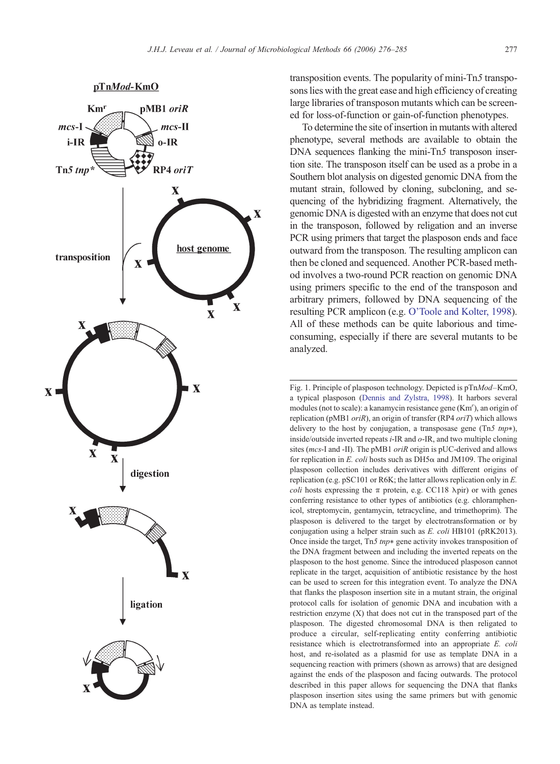transposition events. The popularity of mini-Tn*5* transposons lies with the great ease and high efficiency of creating large libraries of transposon mutants which can be screened for loss-of-function or gain-of-function phenotypes.

To determine the site of insertion in mutants with altered phenotype, several methods are available to obtain the DNA sequences flanking the mini-Tn*5* transposon insertion site. The transposon itself can be used as a probe in a Southern blot analysis on digested genomic DNA from the mutant strain, followed by cloning, subcloning, and sequencing of the hybridizing fragment. Alternatively, the genomic DNA is digested with an enzyme that does not cut in the transposon, followed by religation and an inverse PCR using primers that target the plasposon ends and face outward from the transposon. The resulting amplicon can then be cloned and sequenced. Another PCR-based method involves a two-round PCR reaction on genomic DNA using primers specific to the end of the transposon and arbitrary primers, followed by DNA sequencing of the resulting PCR amplicon (e.g. O'Toole and Kolter, 1998). All of these methods can be quite laborious and time-consuming, especially if there are several mutants to be analyzed.

Fig. 1. Principle of plasposon technology. Depicted is pTn*Mod*–KmO, a typical plasposon (Dennis and Zylstra, 1998). It harbors several modules (not to scale): a kanamycin resistance gene (Km$^r$), an origin of replication (pMB1 *oriR*), an origin of transfer (RP4 *oriT*) which allows delivery to the host by conjugation, a transposase gene (Tn*5* *tnp*∗), inside/outside inverted repeats *i*-IR and *o*-IR, and two multiple cloning sites (*mcs*-I and -II). The pMB1 *oriR* origin is pUC-derived and allows for replication in *E. coli* hosts such as DH5α and JM109. The original plasposon collection includes derivatives with different origins of replication (e.g. pSC101 or R6K; the latter allows replication only in *E. coli* hosts expressing the π protein, e.g. CC118 λpir) or with genes conferring resistance to other types of antibiotics (e.g. chloramphenicol, streptomycin, gentamycin, tetracycline, and trimethoprim). The plasposon is delivered to the target by electrotransformation or by conjugation using a helper strain such as *E. coli* HB101 (pRK2013). Once inside the target, Tn*5* *tnp*∗ gene activity invokes transposition of the DNA fragment between and including the inverted repeats on the plasposon to the host genome. Since the introduced plasposon cannot replicate in the target, acquisition of antibiotic resistance by the host can be used to screen for this integration event. To analyze the DNA that flanks the plasposon insertion site in a mutant strain, the original protocol calls for isolation of genomic DNA and incubation with a restriction enzyme (X) that does not cut in the transposed part of the plasposon. The digested chromosomal DNA is then religated to produce a circular, self-replicating entity conferring antibiotic resistance which is electrotransformed into an appropriate *E. coli* host, and re-isolated as a plasmid for use as template DNA in a sequencing reaction with primers (shown as arrows) that are designed against the ends of the plasposon and facing outwards. The protocol described in this paper allows for sequencing the DNA that flanks plasposon insertion sites using the same primers but with genomic DNA as template instead.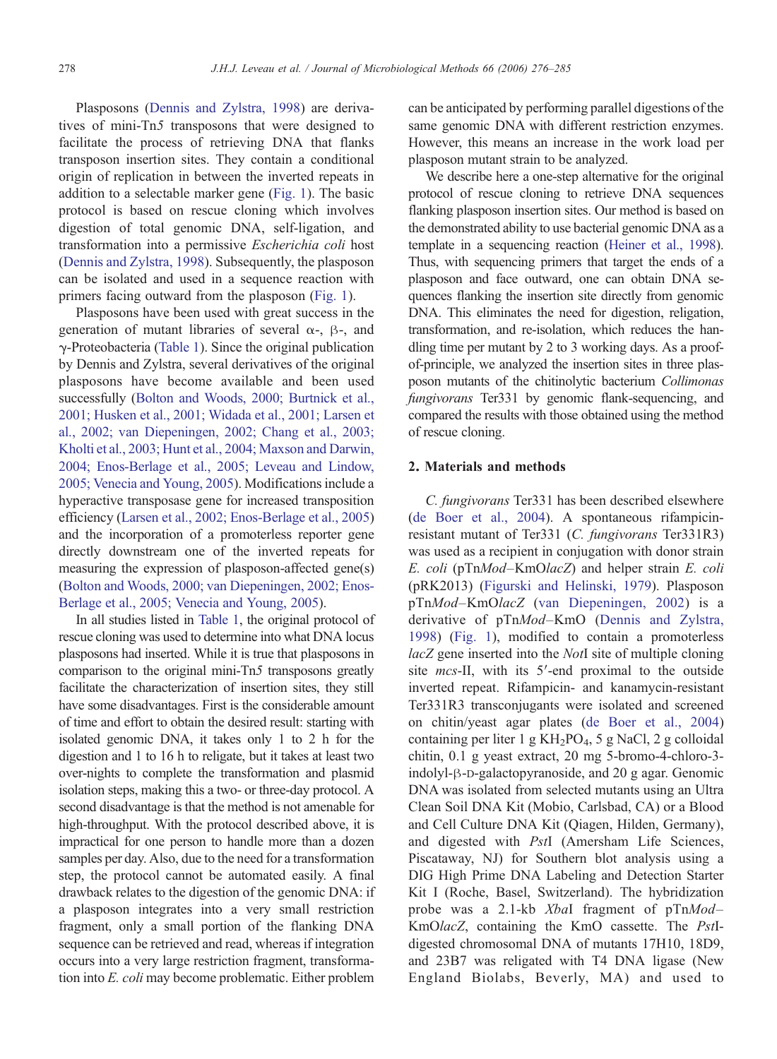Plasposons (Dennis and Zylstra, 1998) are derivatives of mini-Tn*5* transposons that were designed to facilitate the process of retrieving DNA that flanks transposon insertion sites. They contain a conditional origin of replication in between the inverted repeats in addition to a selectable marker gene (Fig. 1). The basic protocol is based on rescue cloning which involves digestion of total genomic DNA, self-ligation, and transformation into a permissive *Escherichia coli* host (Dennis and Zylstra, 1998). Subsequently, the plasposon can be isolated and used in a sequence reaction with primers facing outward from the plasposon (Fig. 1).

Plasposons have been used with great success in the generation of mutant libraries of several α-, β-, and γ-Proteobacteria (Table 1). Since the original publication by Dennis and Zylstra, several derivatives of the original plasposons have become available and been used successfully (Bolton and Woods, 2000; Burtnick et al., 2001; Husken et al., 2001; Widada et al., 2001; Larsen et al., 2002; van Diepeningen, 2002; Chang et al., 2003; Kholti et al., 2003; Hunt et al., 2004; Maxson and Darwin, 2004; Enos-Berlage et al., 2005; Leveau and Lindow, 2005; Venecia and Young, 2005). Modifications include a hyperactive transposase gene for increased transposition efficiency (Larsen et al., 2002; Enos-Berlage et al., 2005) and the incorporation of a promoterless reporter gene directly downstream one of the inverted repeats for measuring the expression of plasposon-affected gene(s) (Bolton and Woods, 2000; van Diepeningen, 2002; Enos-Berlage et al., 2005; Venecia and Young, 2005).

In all studies listed in Table 1, the original protocol of rescue cloning was used to determine into what DNA locus plasposons had inserted. While it is true that plasposons in comparison to the original mini-Tn*5* transposons greatly facilitate the characterization of insertion sites, they still have some disadvantages. First is the considerable amount of time and effort to obtain the desired result: starting with isolated genomic DNA, it takes only 1 to 2 h for the digestion and 1 to 16 h to religate, but it takes at least two over-nights to complete the transformation and plasmid isolation steps, making this a two- or three-day protocol. A second disadvantage is that the method is not amenable for high-throughput. With the protocol described above, it is impractical for one person to handle more than a dozen samples per day. Also, due to the need for a transformation step, the protocol cannot be automated easily. A final drawback relates to the digestion of the genomic DNA: if a plasposon integrates into a very small restriction fragment, only a small portion of the flanking DNA sequence can be retrieved and read, whereas if integration occurs into a very large restriction fragment, transformation into *E. coli* may become problematic. Either problem can be anticipated by performing parallel digestions of the same genomic DNA with different restriction enzymes. However, this means an increase in the work load per plasposon mutant strain to be analyzed.

We describe here a one-step alternative for the original protocol of rescue cloning to retrieve DNA sequences flanking plasposon insertion sites. Our method is based on the demonstrated ability to use bacterial genomic DNA as a template in a sequencing reaction (Heiner et al., 1998). Thus, with sequencing primers that target the ends of a plasposon and face outward, one can obtain DNA sequences flanking the insertion site directly from genomic DNA. This eliminates the need for digestion, religation, transformation, and re-isolation, which reduces the handling time per mutant by 2 to 3 working days. As a proof-of-principle, we analyzed the insertion sites in three plasposon mutants of the chitinolytic bacterium *Collimonas fungivorans* Ter331 by genomic flank-sequencing, and compared the results with those obtained using the method of rescue cloning.

## 2. Materials and methods

*C. fungivorans* Ter331 has been described elsewhere (de Boer et al., 2004). A spontaneous rifampicin-resistant mutant of Ter331 (*C. fungivorans* Ter331R3) was used as a recipient in conjugation with donor strain *E. coli* (pTn*Mod*–KmO*lacZ*) and helper strain *E. coli* (pRK2013) (Figurski and Helinski, 1979). Plasposon pTn*Mod*–KmO*lacZ* (van Diepeningen, 2002) is a derivative of pTn*Mod*–KmO (Dennis and Zylstra, 1998) (Fig. 1), modified to contain a promoterless *lacZ* gene inserted into the *Not*I site of multiple cloning site *mcs*-II, with its 5′-end proximal to the outside inverted repeat. Rifampicin- and kanamycin-resistant Ter331R3 transconjugants were isolated and screened on chitin/yeast agar plates (de Boer et al., 2004) containing per liter 1 g $KH_2PO_4$, 5 g NaCl, 2 g colloidal chitin, 0.1 g yeast extract, 20 mg 5-bromo-4-chloro-3-indolyl-β-D-galactopyranoside, and 20 g agar. Genomic DNA was isolated from selected mutants using an Ultra Clean Soil DNA Kit (Mobio, Carlsbad, CA) or a Blood and Cell Culture DNA Kit (Qiagen, Hilden, Germany), and digested with *Pst*I (Amersham Life Sciences, Piscataway, NJ) for Southern blot analysis using a DIG High Prime DNA Labeling and Detection Starter Kit I (Roche, Basel, Switzerland). The hybridization probe was a 2.1-kb *Xba*I fragment of pTn*Mod*–KmO*lacZ*, containing the KmO cassette. The *Pst*I-digested chromosomal DNA of mutants 17H10, 18D9, and 23B7 was religated with T4 DNA ligase (New England Biolabs, Beverly, MA) and used to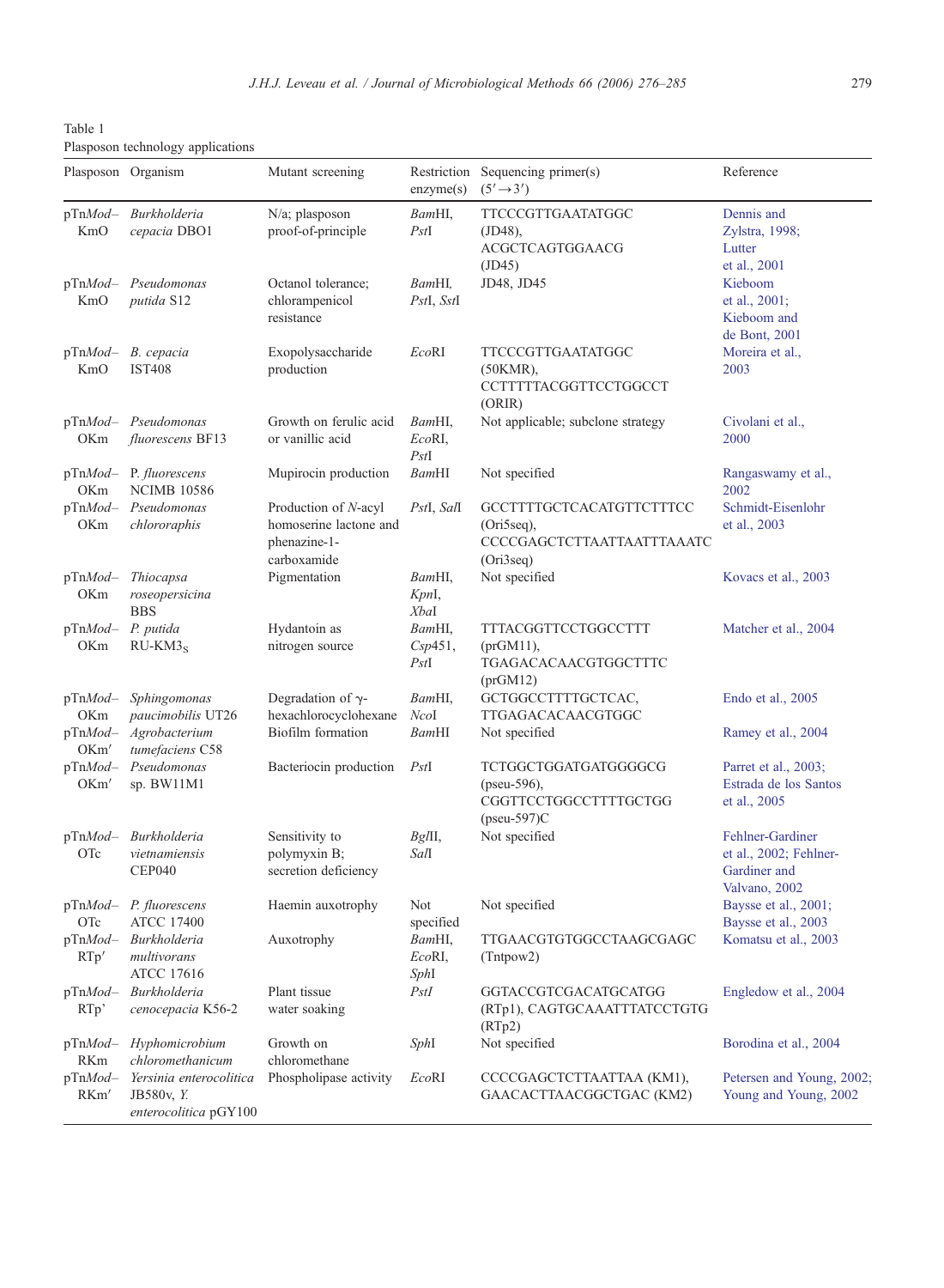Table 1
Plasposon technology applications

| Plasposon | Organism | Mutant screening | Restriction enzyme(s) | Sequencing primer(s) (5′→3′) | Reference |
|---|---|---|---|---|---|
| pTn*Mod*–KmO | *Burkholderia cepacia* DBO1 | N/a; plasposon proof-of-principle | *Bam*HI, *Pst*I | TTCCCGTTGAATATGGC (JD48), ACGCTCAGTGGAACG (JD45) | Dennis and Zylstra, 1998; Lutter et al., 2001 |
| pTn*Mod*–KmO | *Pseudomonas putida* S12 | Octanol tolerance; chlorampenicol resistance | *Bam*HI, *Pst*I, *Sst*I | JD48, JD45 | Kieboom et al., 2001; Kieboom and de Bont, 2001 |
| pTn*Mod*–KmO | *B. cepacia* IST408 | Exopolysaccharide production | *Eco*RI | TTCCCGTTGAATATGGC (50KMR), CCTTTTTACGGTTCCTGGCCT (ORIR) | Moreira et al., 2003 |
| pTn*Mod*–OKm | *Pseudomonas fluorescens* BF13 | Growth on ferulic acid or vanillic acid | *Bam*HI, *Eco*RI, *Pst*I | Not applicable; subclone strategy | Civolani et al., 2000 |
| pTn*Mod*–OKm | P. *fluorescens* NCIMB 10586 | Mupirocin production | *Bam*HI | Not specified | Rangaswamy et al., 2002 |
| pTn*Mod*–OKm | *Pseudomonas chlororaphis* | Production of *N*-acyl homoserine lactone and phenazine-1-carboxamide | *Pst*I, *Sal*I | GCCTTTTGCTCACATGTTCTTTCC (Ori5seq), CCCCGAGCTCTTAATTAATTTAAATC (Ori3seq) | Schmidt-Eisenlohr et al., 2003 |
| pTn*Mod*–OKm | *Thiocapsa roseopersicina* BBS | Pigmentation | *Bam*HI, *Kpn*I, *Xba*I | Not specified | Kovacs et al., 2003 |
| pTn*Mod*–OKm | *P. putida* RU-KM3$_S$ | Hydantoin as nitrogen source | *Bam*HI, *Csp*451, *Pst*I | TTTACGGTTCCTGGCCTTT (prGM11), TGAGACACAACGTGGCTTTC (prGM12) | Matcher et al., 2004 |
| pTn*Mod*–OKm | *Sphingomonas paucimobilis* UT26 | Degradation of γ-hexachlorocyclohexane | *Bam*HI, *Nco*I | GCTGGCCTTTTGCTCAC, TTGAGACACAACGTGGC | Endo et al., 2005 |
| pTn*Mod*–OKm′ | *Agrobacterium tumefaciens* C58 | Biofilm formation | *Bam*HI | Not specified | Ramey et al., 2004 |
| pTn*Mod*–OKm′ | *Pseudomonas* sp. BW11M1 | Bacteriocin production | *Pst*I | TCTGGCTGGATGATGGGGCG (pseu-596), CGGTTCCTGGCCTTTTGCTGG (pseu-597)C | Parret et al., 2003; Estrada de los Santos et al., 2005 |
| pTn*Mod*–OTc | *Burkholderia vietnamiensis* CEP040 | Sensitivity to polymyxin B; secretion deficiency | *Bgl*II, *Sal*I | Not specified | Fehlner-Gardiner et al., 2002; Fehlner-Gardiner and Valvano, 2002 |
| pTn*Mod*–OTc | *P. fluorescens* ATCC 17400 | Haemin auxotrophy | Not specified | Not specified | Baysse et al., 2001; Baysse et al., 2003 |
| pTn*Mod*–RTp′ | *Burkholderia multivorans* ATCC 17616 | Auxotrophy | *Bam*HI, *Eco*RI, *Sph*I | TTGAACGTGTGGCCTAAGCGAGC (Tntpow2) | Komatsu et al., 2003 |
| pTn*Mod*–RTp’ | *Burkholderia cenocepacia* K56-2 | Plant tissue water soaking | *PstI* | GGTACCGTCGACATGCATGG (RTp1), CAGTGCAAATTTATCCTGTG (RTp2) | Engledow et al., 2004 |
| pTn*Mod*–RKm | *Hyphomicrobium chloromethanicum* | Growth on chloromethane | *Sph*I | Not specified | Borodina et al., 2004 |
| pTn*Mod*–RKm′ | *Yersinia enterocolitica* JB580v, *Y. enterocolitica* pGY100 | Phospholipase activity | *Eco*RI | CCCCGAGCTCTTAATTAA (KM1), GAACACTTAACGGCTGAC (KM2) | Petersen and Young, 2002; Young and Young, 2002 |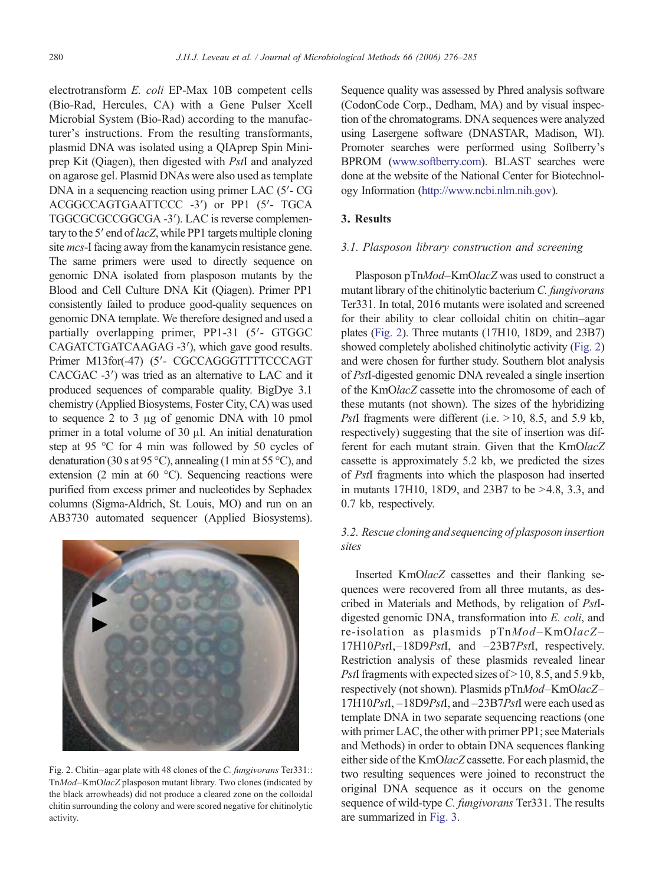electrotransform *E. coli* EP-Max 10B competent cells (Bio-Rad, Hercules, CA) with a Gene Pulser Xcell Microbial System (Bio-Rad) according to the manufacturer's instructions. From the resulting transformants, plasmid DNA was isolated using a QIAprep Spin Miniprep Kit (Qiagen), then digested with *Pst*I and analyzed on agarose gel. Plasmid DNAs were also used as template DNA in a sequencing reaction using primer LAC (5′- CG ACGGCCAGTGAATTCCC -3′) or PP1 (5′- TGCA TGGCGCGCCGGCGA -3′). LAC is reverse complementary to the 5′ end of *lacZ*, while PP1 targets multiple cloning site *mcs*-I facing away from the kanamycin resistance gene. The same primers were used to directly sequence on genomic DNA isolated from plasposon mutants by the Blood and Cell Culture DNA Kit (Qiagen). Primer PP1 consistently failed to produce good-quality sequences on genomic DNA template. We therefore designed and used a partially overlapping primer, PP1-31 (5′- GTGGC CAGATCTGATCAAGAG -3′), which gave good results. Primer M13for(-47) (5′- CGCCAGGGTTTTCCCAGT CACGAC -3′) was tried as an alternative to LAC and it produced sequences of comparable quality. BigDye 3.1 chemistry (Applied Biosystems, Foster City, CA) was used to sequence 2 to 3 μg of genomic DNA with 10 pmol primer in a total volume of 30 μl. An initial denaturation step at 95 °C for 4 min was followed by 50 cycles of denaturation (30 s at 95 °C), annealing (1 min at 55 °C), and extension (2 min at 60 °C). Sequencing reactions were purified from excess primer and nucleotides by Sephadex columns (Sigma-Aldrich, St. Louis, MO) and run on an AB3730 automated sequencer (Applied Biosystems). Sequence quality was assessed by Phred analysis software (CodonCode Corp., Dedham, MA) and by visual inspection of the chromatograms. DNA sequences were analyzed using Lasergene software (DNASTAR, Madison, WI). Promoter searches were performed using Softberry's BPROM (www.softberry.com). BLAST searches were done at the website of the National Center for Biotechnology Information (http://www.ncbi.nlm.nih.gov).

Fig. 2. Chitin–agar plate with 48 clones of the *C. fungivorans* Ter331::Tn*Mod*–KmO*lacZ* plasposon mutant library. Two clones (indicated by the black arrowheads) did not produce a cleared zone on the colloidal chitin surrounding the colony and were scored negative for chitinolytic activity.

## 3. Results

### 3.1. Plasposon library construction and screening

Plasposon pTn*Mod*–KmO*lacZ* was used to construct a mutant library of the chitinolytic bacterium *C. fungivorans* Ter331. In total, 2016 mutants were isolated and screened for their ability to clear colloidal chitin on chitin–agar plates (Fig. 2). Three mutants (17H10, 18D9, and 23B7) showed completely abolished chitinolytic activity (Fig. 2) and were chosen for further study. Southern blot analysis of *Pst*I-digested genomic DNA revealed a single insertion of the KmO*lacZ* cassette into the chromosome of each of these mutants (not shown). The sizes of the hybridizing *Pst*I fragments were different (i.e. >10, 8.5, and 5.9 kb, respectively) suggesting that the site of insertion was different for each mutant strain. Given that the KmO*lacZ* cassette is approximately 5.2 kb, we predicted the sizes of *Pst*I fragments into which the plasposon had inserted in mutants 17H10, 18D9, and 23B7 to be >4.8, 3.3, and 0.7 kb, respectively.

### 3.2. Rescue cloning and sequencing of plasposon insertion sites

Inserted KmO*lacZ* cassettes and their flanking sequences were recovered from all three mutants, as described in Materials and Methods, by religation of *Pst*I-digested genomic DNA, transformation into *E. coli*, and re-isolation as plasmids pTn*Mod*–KmO*lacZ*–17H10*Pst*I,–18D9*Pst*I, and –23B7*Pst*I, respectively. Restriction analysis of these plasmids revealed linear *Pst*I fragments with expected sizes of >10, 8.5, and 5.9 kb, respectively (not shown). Plasmids pTn*Mod*–KmO*lacZ*–17H10*Pst*I, –18D9*Pst*I, and –23B7*Pst*I were each used as template DNA in two separate sequencing reactions (one with primer LAC, the other with primer PP1; see Materials and Methods) in order to obtain DNA sequences flanking either side of the KmO*lacZ* cassette. For each plasmid, the two resulting sequences were joined to reconstruct the original DNA sequence as it occurs on the genome sequence of wild-type *C. fungivorans* Ter331. The results are summarized in Fig. 3.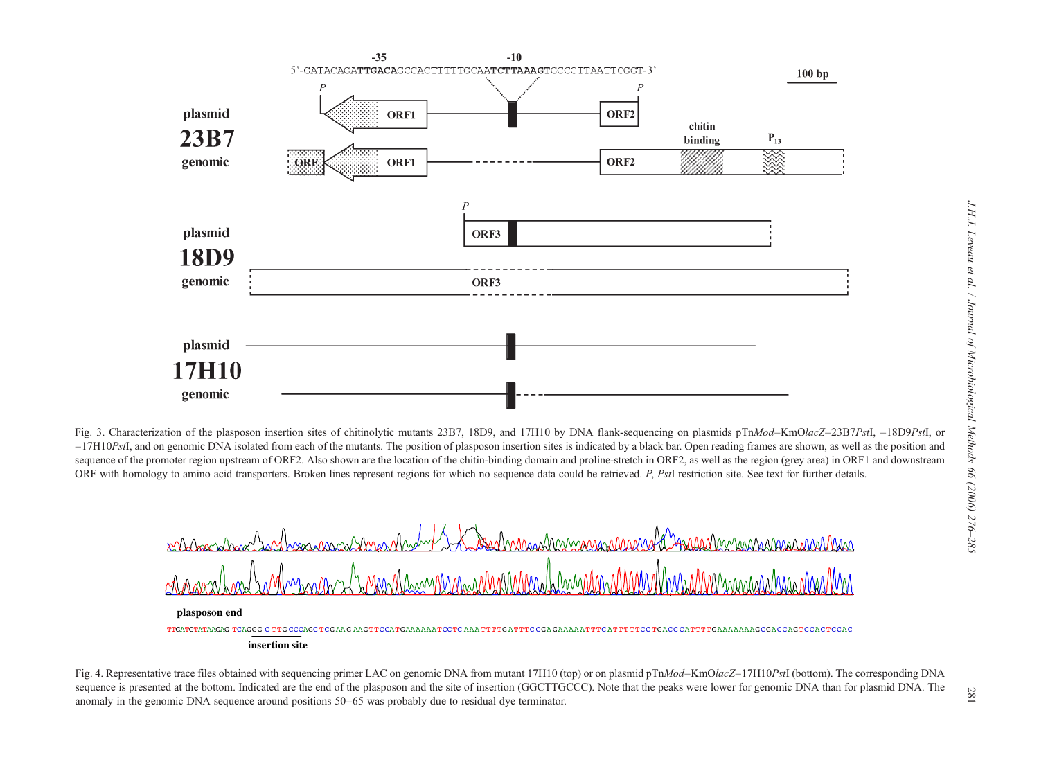Fig. 3. Characterization of the plasposon insertion sites of chitinolytic mutants 23B7, 18D9, and 17H10 by DNA flank-sequencing on plasmids pTn*Mod*–KmO*lacZ*–23B7*Pst*I, –18D9*Pst*I, or –17H10*Pst*I, and on genomic DNA isolated from each of the mutants. The position of plasposon insertion sites is indicated by a black bar. Open reading frames are shown, as well as the position and sequence of the promoter region upstream of ORF2. Also shown are the location of the chitin-binding domain and proline-stretch in ORF2, as well as the region (grey area) in ORF1 and downstream ORF with homology to amino acid transporters. Broken lines represent regions for which no sequence data could be retrieved. *P*, *Pst*I restriction site. See text for further details.

Fig. 4. Representative trace files obtained with sequencing primer LAC on genomic DNA from mutant 17H10 (top) or on plasmid pTn*Mod*–KmO*lacZ*–17H10*Pst*I (bottom). The corresponding DNA sequence is presented at the bottom. Indicated are the end of the plasposon and the site of insertion (GGCTTGCCC). Note that the peaks were lower for genomic DNA than for plasmid DNA. The anomaly in the genomic DNA sequence around positions 50–65 was probably due to residual dye terminator.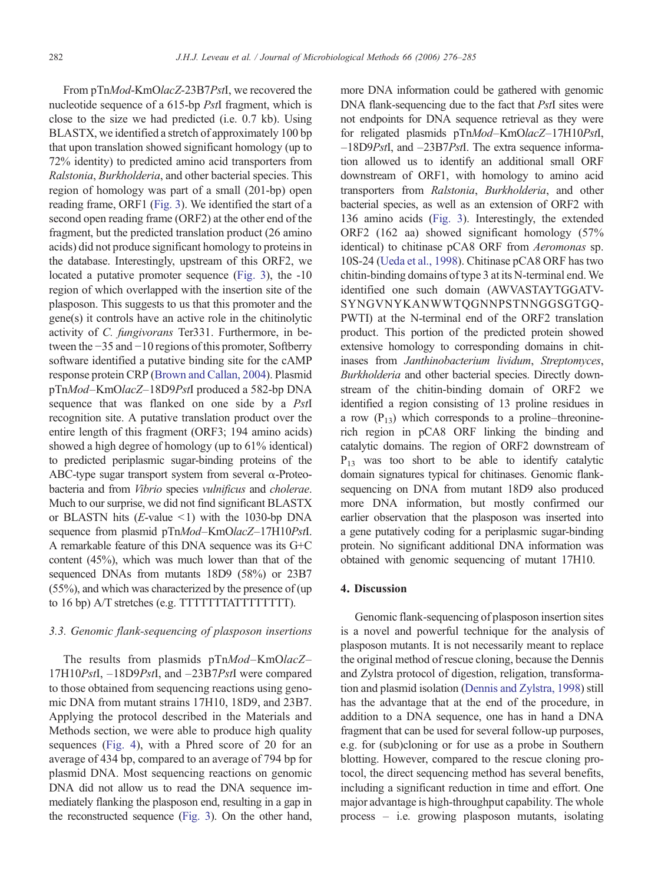From pTn*Mod*-KmO*lacZ*-23B7*Pst*I, we recovered the nucleotide sequence of a 615-bp *Pst*I fragment, which is close to the size we had predicted (i.e. 0.7 kb). Using BLASTX, we identified a stretch of approximately 100 bp that upon translation showed significant homology (up to 72% identity) to predicted amino acid transporters from *Ralstonia*, *Burkholderia*, and other bacterial species. This region of homology was part of a small (201-bp) open reading frame, ORF1 (Fig. 3). We identified the start of a second open reading frame (ORF2) at the other end of the fragment, but the predicted translation product (26 amino acids) did not produce significant homology to proteins in the database. Interestingly, upstream of this ORF2, we located a putative promoter sequence (Fig. 3), the -10 region of which overlapped with the insertion site of the plasposon. This suggests to us that this promoter and the gene(s) it controls have an active role in the chitinolytic activity of *C. fungivorans* Ter331. Furthermore, in between the −35 and −10 regions of this promoter, Softberry software identified a putative binding site for the cAMP response protein CRP (Brown and Callan, 2004). Plasmid pTn*Mod*–KmO*lacZ*–18D9*Pst*I produced a 582-bp DNA sequence that was flanked on one side by a *Pst*I recognition site. A putative translation product over the entire length of this fragment (ORF3; 194 amino acids) showed a high degree of homology (up to 61% identical) to predicted periplasmic sugar-binding proteins of the ABC-type sugar transport system from several α-Proteobacteria and from *Vibrio* species *vulnificus* and *cholerae*. Much to our surprise, we did not find significant BLASTX or BLASTN hits (*E*-value <1) with the 1030-bp DNA sequence from plasmid pTn*Mod*–KmO*lacZ*–17H10*Pst*I. A remarkable feature of this DNA sequence was its G+C content (45%), which was much lower than that of the sequenced DNAs from mutants 18D9 (58%) or 23B7 (55%), and which was characterized by the presence of (up to 16 bp) A/T stretches (e.g. TTTTTTTATTTTTTTT).

### 3.3. Genomic flank-sequencing of plasposon insertions

The results from plasmids pTn*Mod*–KmO*lacZ*–17H10*Pst*I, –18D9*Pst*I, and –23B7*Pst*I were compared to those obtained from sequencing reactions using genomic DNA from mutant strains 17H10, 18D9, and 23B7. Applying the protocol described in the Materials and Methods section, we were able to produce high quality sequences (Fig. 4), with a Phred score of 20 for an average of 434 bp, compared to an average of 794 bp for plasmid DNA. Most sequencing reactions on genomic DNA did not allow us to read the DNA sequence immediately flanking the plasposon end, resulting in a gap in the reconstructed sequence (Fig. 3). On the other hand, more DNA information could be gathered with genomic DNA flank-sequencing due to the fact that *Pst*I sites were not endpoints for DNA sequence retrieval as they were for religated plasmids pTn*Mod*–KmO*lacZ*–17H10*Pst*I, –18D9*Pst*I, and –23B7*Pst*I. The extra sequence information allowed us to identify an additional small ORF downstream of ORF1, with homology to amino acid transporters from *Ralstonia*, *Burkholderia*, and other bacterial species, as well as an extension of ORF2 with 136 amino acids (Fig. 3). Interestingly, the extended ORF2 (162 aa) showed significant homology (57% identical) to chitinase pCA8 ORF from *Aeromonas* sp. 10S-24 (Ueda et al., 1998). Chitinase pCA8 ORF has two chitin-binding domains of type 3 at its N-terminal end. We identified one such domain (AWVASTAYTGGATVSYNGVNYKANWWTQGNNPSTNNGGSGTGQPWTI) at the N-terminal end of the ORF2 translation product. This portion of the predicted protein showed extensive homology to corresponding domains in chitinases from *Janthinobacterium lividum*, *Streptomyces*, *Burkholderia* and other bacterial species. Directly downstream of the chitin-binding domain of ORF2 we identified a region consisting of 13 proline residues in a row ($P_{13}$) which corresponds to a proline–threonine-rich region in pCA8 ORF linking the binding and catalytic domains. The region of ORF2 downstream of $P_{13}$ was too short to be able to identify catalytic domain signatures typical for chitinases. Genomic flank-sequencing on DNA from mutant 18D9 also produced more DNA information, but mostly confirmed our earlier observation that the plasposon was inserted into a gene putatively coding for a periplasmic sugar-binding protein. No significant additional DNA information was obtained with genomic sequencing of mutant 17H10.

## 4. Discussion

Genomic flank-sequencing of plasposon insertion sites is a novel and powerful technique for the analysis of plasposon mutants. It is not necessarily meant to replace the original method of rescue cloning, because the Dennis and Zylstra protocol of digestion, religation, transformation and plasmid isolation (Dennis and Zylstra, 1998) still has the advantage that at the end of the procedure, in addition to a DNA sequence, one has in hand a DNA fragment that can be used for several follow-up purposes, e.g. for (sub)cloning or for use as a probe in Southern blotting. However, compared to the rescue cloning protocol, the direct sequencing method has several benefits, including a significant reduction in time and effort. One major advantage is high-throughput capability. The whole process – i.e. growing plasposon mutants, isolating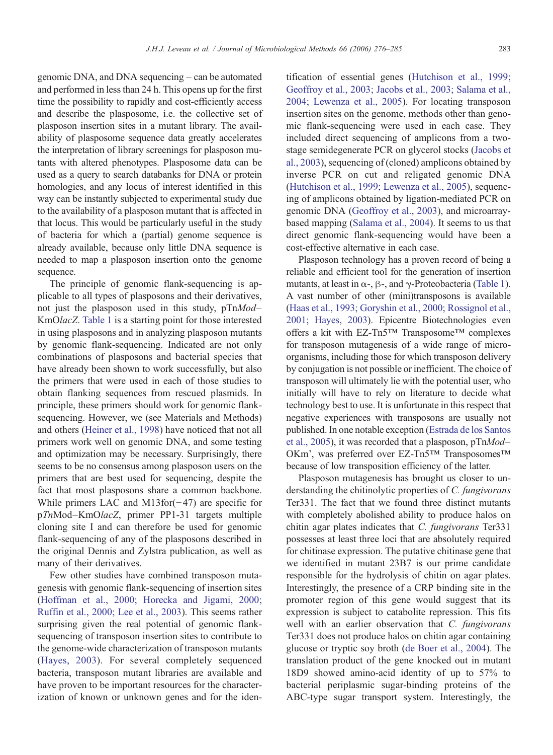genomic DNA, and DNA sequencing – can be automated and performed in less than 24 h. This opens up for the first time the possibility to rapidly and cost-efficiently access and describe the plasposome, i.e. the collective set of plasposon insertion sites in a mutant library. The availability of plasposome sequence data greatly accelerates the interpretation of library screenings for plasposon mutants with altered phenotypes. Plasposome data can be used as a query to search databanks for DNA or protein homologies, and any locus of interest identified in this way can be instantly subjected to experimental study due to the availability of a plasposon mutant that is affected in that locus. This would be particularly useful in the study of bacteria for which a (partial) genome sequence is already available, because only little DNA sequence is needed to map a plasposon insertion onto the genome sequence.

The principle of genomic flank-sequencing is applicable to all types of plasposons and their derivatives, not just the plasposon used in this study, pTn*Mod*–KmO*lacZ*. Table 1 is a starting point for those interested in using plasposons and in analyzing plasposon mutants by genomic flank-sequencing. Indicated are not only combinations of plasposons and bacterial species that have already been shown to work successfully, but also the primers that were used in each of those studies to obtain flanking sequences from rescued plasmids. In principle, these primers should work for genomic flank-sequencing. However, we (see Materials and Methods) and others (Heiner et al., 1998) have noticed that not all primers work well on genomic DNA, and some testing and optimization may be necessary. Surprisingly, there seems to be no consensus among plasposon users on the primers that are best used for sequencing, despite the fact that most plasposons share a common backbone. While primers LAC and M13for(−47) are specific for p*Tn*Mod–KmO*lacZ*, primer PP1-31 targets multiple cloning site I and can therefore be used for genomic flank-sequencing of any of the plasposons described in the original Dennis and Zylstra publication, as well as many of their derivatives.

Few other studies have combined transposon mutagenesis with genomic flank-sequencing of insertion sites (Hoffman et al., 2000; Horecka and Jigami, 2000; Ruffin et al., 2000; Lee et al., 2003). This seems rather surprising given the real potential of genomic flank-sequencing of transposon insertion sites to contribute to the genome-wide characterization of transposon mutants (Hayes, 2003). For several completely sequenced bacteria, transposon mutant libraries are available and have proven to be important resources for the characterization of known or unknown genes and for the identification of essential genes (Hutchison et al., 1999; Geoffroy et al., 2003; Jacobs et al., 2003; Salama et al., 2004; Lewenza et al., 2005). For locating transposon insertion sites on the genome, methods other than genomic flank-sequencing were used in each case. They included direct sequencing of amplicons from a two-stage semidegenerate PCR on glycerol stocks (Jacobs et al., 2003), sequencing of (cloned) amplicons obtained by inverse PCR on cut and religated genomic DNA (Hutchison et al., 1999; Lewenza et al., 2005), sequencing of amplicons obtained by ligation-mediated PCR on genomic DNA (Geoffroy et al., 2003), and microarray-based mapping (Salama et al., 2004). It seems to us that direct genomic flank-sequencing would have been a cost-effective alternative in each case.

Plasposon technology has a proven record of being a reliable and efficient tool for the generation of insertion mutants, at least in α-, β-, and γ-Proteobacteria (Table 1). A vast number of other (mini)transposons is available (Haas et al., 1993; Goryshin et al., 2000; Rossignol et al., 2001; Hayes, 2003). Epicentre Biotechnologies even offers a kit with EZ-Tn5™ Transposome™ complexes for transposon mutagenesis of a wide range of microorganisms, including those for which transposon delivery by conjugation is not possible or inefficient. The choice of transposon will ultimately lie with the potential user, who initially will have to rely on literature to decide what technology best to use. It is unfortunate in this respect that negative experiences with transposons are usually not published. In one notable exception (Estrada de los Santos et al., 2005), it was recorded that a plasposon, pTn*Mod*–OKm', was preferred over EZ-Tn5™ Transposomes™ because of low transposition efficiency of the latter.

Plasposon mutagenesis has brought us closer to understanding the chitinolytic properties of *C. fungivorans* Ter331. The fact that we found three distinct mutants with completely abolished ability to produce halos on chitin agar plates indicates that *C. fungivorans* Ter331 possesses at least three loci that are absolutely required for chitinase expression. The putative chitinase gene that we identified in mutant 23B7 is our prime candidate responsible for the hydrolysis of chitin on agar plates. Interestingly, the presence of a CRP binding site in the promoter region of this gene would suggest that its expression is subject to catabolite repression. This fits well with an earlier observation that *C. fungivorans* Ter331 does not produce halos on chitin agar containing glucose or tryptic soy broth (de Boer et al., 2004). The translation product of the gene knocked out in mutant 18D9 showed amino-acid identity of up to 57% to bacterial periplasmic sugar-binding proteins of the ABC-type sugar transport system. Interestingly, the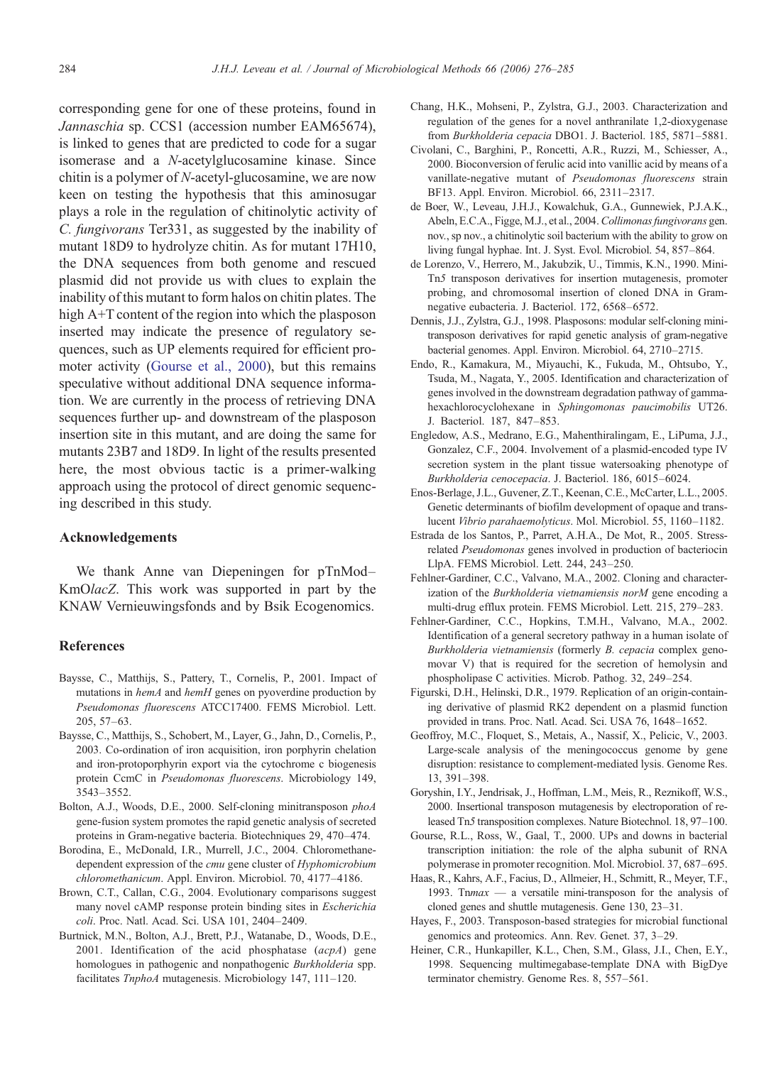corresponding gene for one of these proteins, found in *Jannaschia* sp. CCS1 (accession number EAM65674), is linked to genes that are predicted to code for a sugar isomerase and a *N*-acetylglucosamine kinase. Since chitin is a polymer of *N*-acetyl-glucosamine, we are now keen on testing the hypothesis that this aminosugar plays a role in the regulation of chitinolytic activity of *C. fungivorans* Ter331, as suggested by the inability of mutant 18D9 to hydrolyze chitin. As for mutant 17H10, the DNA sequences from both genome and rescued plasmid did not provide us with clues to explain the inability of this mutant to form halos on chitin plates. The high A+T content of the region into which the plasposon inserted may indicate the presence of regulatory sequences, such as UP elements required for efficient promoter activity (Gourse et al., 2000), but this remains speculative without additional DNA sequence information. We are currently in the process of retrieving DNA sequences further up- and downstream of the plasposon insertion site in this mutant, and are doing the same for mutants 23B7 and 18D9. In light of the results presented here, the most obvious tactic is a primer-walking approach using the protocol of direct genomic sequencing described in this study.

## Acknowledgements

We thank Anne van Diepeningen for pTnMod–KmO*lacZ*. This work was supported in part by the KNAW Vernieuwingsfonds and by Bsik Ecogenomics.

## References

Baysse, C., Matthijs, S., Pattery, T., Cornelis, P., 2001. Impact of mutations in *hemA* and *hemH* genes on pyoverdine production by *Pseudomonas fluorescens* ATCC17400. FEMS Microbiol. Lett. 205, 57–63.

Baysse, C., Matthijs, S., Schobert, M., Layer, G., Jahn, D., Cornelis, P., 2003. Co-ordination of iron acquisition, iron porphyrin chelation and iron-protoporphyrin export via the cytochrome c biogenesis protein CcmC in *Pseudomonas fluorescens*. Microbiology 149, 3543–3552.

Bolton, A.J., Woods, D.E., 2000. Self-cloning minitransposon *phoA* gene-fusion system promotes the rapid genetic analysis of secreted proteins in Gram-negative bacteria. Biotechniques 29, 470–474.

Borodina, E., McDonald, I.R., Murrell, J.C., 2004. Chloromethane-dependent expression of the *cmu* gene cluster of *Hyphomicrobium chloromethanicum*. Appl. Environ. Microbiol. 70, 4177–4186.

Brown, C.T., Callan, C.G., 2004. Evolutionary comparisons suggest many novel cAMP response protein binding sites in *Escherichia coli*. Proc. Natl. Acad. Sci. USA 101, 2404–2409.

Burtnick, M.N., Bolton, A.J., Brett, P.J., Watanabe, D., Woods, D.E., 2001. Identification of the acid phosphatase (*acpA*) gene homologues in pathogenic and nonpathogenic *Burkholderia* spp. facilitates *TnphoA* mutagenesis. Microbiology 147, 111–120.

Chang, H.K., Mohseni, P., Zylstra, G.J., 2003. Characterization and regulation of the genes for a novel anthranilate 1,2-dioxygenase from *Burkholderia cepacia* DBO1. J. Bacteriol. 185, 5871–5881.

Civolani, C., Barghini, P., Roncetti, A.R., Ruzzi, M., Schiesser, A., 2000. Bioconversion of ferulic acid into vanillic acid by means of a vanillate-negative mutant of *Pseudomonas fluorescens* strain BF13. Appl. Environ. Microbiol. 66, 2311–2317.

de Boer, W., Leveau, J.H.J., Kowalchuk, G.A., Gunnewiek, P.J.A.K., Abeln, E.C.A., Figge, M.J., et al., 2004. *Collimonas fungivorans* gen. nov., sp nov., a chitinolytic soil bacterium with the ability to grow on living fungal hyphae. Int. J. Syst. Evol. Microbiol. 54, 857–864.

de Lorenzo, V., Herrero, M., Jakubzik, U., Timmis, K.N., 1990. Mini-Tn*5* transposon derivatives for insertion mutagenesis, promoter probing, and chromosomal insertion of cloned DNA in Gram-negative eubacteria. J. Bacteriol. 172, 6568–6572.

Dennis, J.J., Zylstra, G.J., 1998. Plasposons: modular self-cloning minitransposon derivatives for rapid genetic analysis of gram-negative bacterial genomes. Appl. Environ. Microbiol. 64, 2710–2715.

Endo, R., Kamakura, M., Miyauchi, K., Fukuda, M., Ohtsubo, Y., Tsuda, M., Nagata, Y., 2005. Identification and characterization of genes involved in the downstream degradation pathway of gamma-hexachlorocyclohexane in *Sphingomonas paucimobilis* UT26. J. Bacteriol. 187, 847–853.

Engledow, A.S., Medrano, E.G., Mahenthiralingam, E., LiPuma, J.J., Gonzalez, C.F., 2004. Involvement of a plasmid-encoded type IV secretion system in the plant tissue watersoaking phenotype of *Burkholderia cenocepacia*. J. Bacteriol. 186, 6015–6024.

Enos-Berlage, J.L., Guvener, Z.T., Keenan, C.E., McCarter, L.L., 2005. Genetic determinants of biofilm development of opaque and translucent *Vibrio parahaemolyticus*. Mol. Microbiol. 55, 1160–1182.

Estrada de los Santos, P., Parret, A.H.A., De Mot, R., 2005. Stress-related *Pseudomonas* genes involved in production of bacteriocin LlpA. FEMS Microbiol. Lett. 244, 243–250.

Fehlner-Gardiner, C.C., Valvano, M.A., 2002. Cloning and characterization of the *Burkholderia vietnamiensis norM* gene encoding a multi-drug efflux protein. FEMS Microbiol. Lett. 215, 279–283.

Fehlner-Gardiner, C.C., Hopkins, T.M.H., Valvano, M.A., 2002. Identification of a general secretory pathway in a human isolate of *Burkholderia vietnamiensis* (formerly *B. cepacia* complex genomovar V) that is required for the secretion of hemolysin and phospholipase C activities. Microb. Pathog. 32, 249–254.

Figurski, D.H., Helinski, D.R., 1979. Replication of an origin-containing derivative of plasmid RK2 dependent on a plasmid function provided in trans. Proc. Natl. Acad. Sci. USA 76, 1648–1652.

Geoffroy, M.C., Floquet, S., Metais, A., Nassif, X., Pelicic, V., 2003. Large-scale analysis of the meningococcus genome by gene disruption: resistance to complement-mediated lysis. Genome Res. 13, 391–398.

Goryshin, I.Y., Jendrisak, J., Hoffman, L.M., Meis, R., Reznikoff, W.S., 2000. Insertional transposon mutagenesis by electroporation of released Tn*5* transposition complexes. Nature Biotechnol. 18, 97–100.

Gourse, R.L., Ross, W., Gaal, T., 2000. UPs and downs in bacterial transcription initiation: the role of the alpha subunit of RNA polymerase in promoter recognition. Mol. Microbiol. 37, 687–695.

Haas, R., Kahrs, A.F., Facius, D., Allmeier, H., Schmitt, R., Meyer, T.F., 1993. Tn*max* — a versatile mini-transposon for the analysis of cloned genes and shuttle mutagenesis. Gene 130, 23–31.

Hayes, F., 2003. Transposon-based strategies for microbial functional genomics and proteomics. Ann. Rev. Genet. 37, 3–29.

Heiner, C.R., Hunkapiller, K.L., Chen, S.M., Glass, J.I., Chen, E.Y., 1998. Sequencing multimegabase-template DNA with BigDye terminator chemistry. Genome Res. 8, 557–561.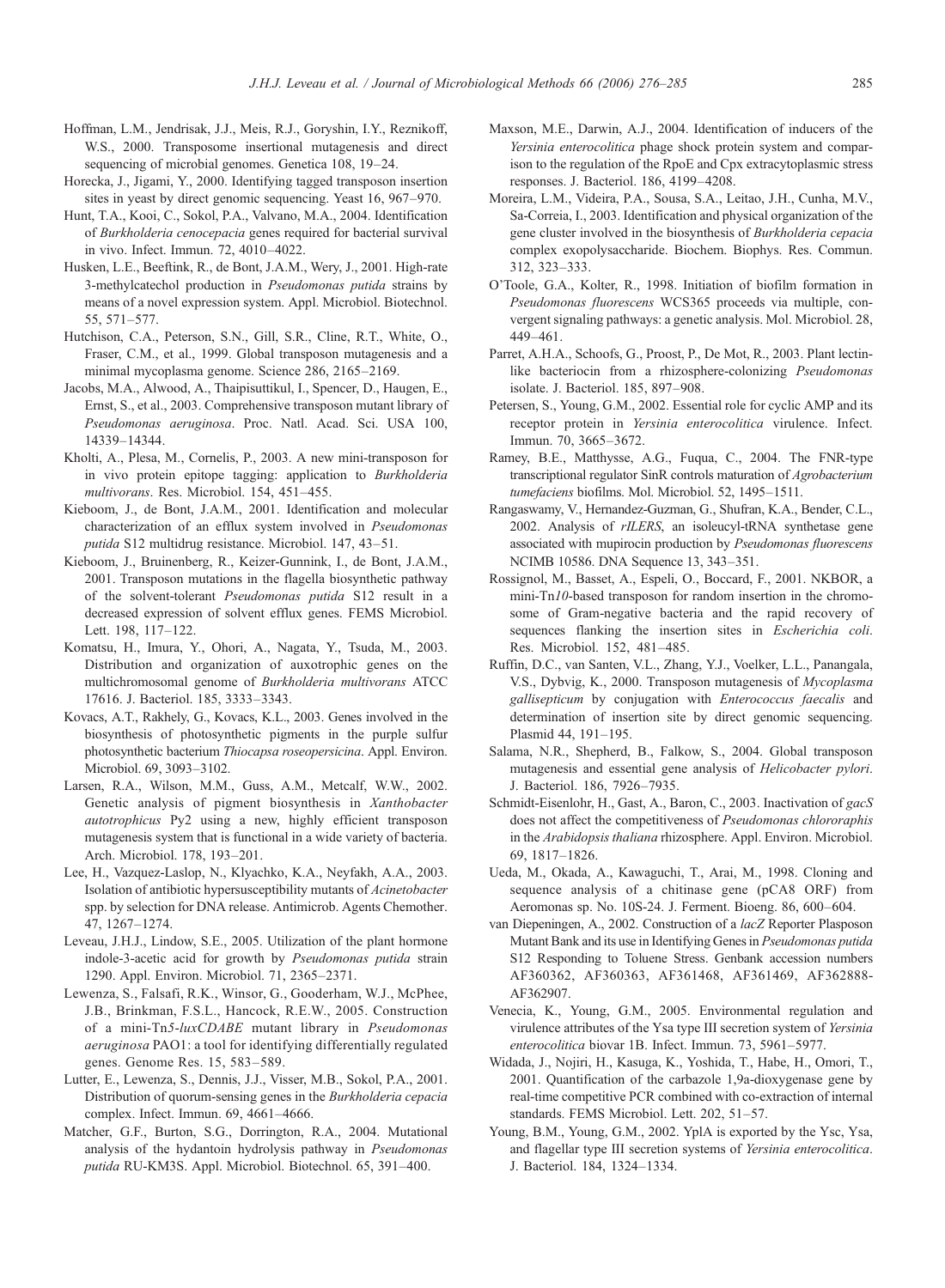Hoffman, L.M., Jendrisak, J.J., Meis, R.J., Goryshin, I.Y., Reznikoff, W.S., 2000. Transposome insertional mutagenesis and direct sequencing of microbial genomes. Genetica 108, 19–24.

Horecka, J., Jigami, Y., 2000. Identifying tagged transposon insertion sites in yeast by direct genomic sequencing. Yeast 16, 967–970.

Hunt, T.A., Kooi, C., Sokol, P.A., Valvano, M.A., 2004. Identification of *Burkholderia cenocepacia* genes required for bacterial survival in vivo. Infect. Immun. 72, 4010–4022.

Husken, L.E., Beeftink, R., de Bont, J.A.M., Wery, J., 2001. High-rate 3-methylcatechol production in *Pseudomonas putida* strains by means of a novel expression system. Appl. Microbiol. Biotechnol. 55, 571–577.

Hutchison, C.A., Peterson, S.N., Gill, S.R., Cline, R.T., White, O., Fraser, C.M., et al., 1999. Global transposon mutagenesis and a minimal mycoplasma genome. Science 286, 2165–2169.

Jacobs, M.A., Alwood, A., Thaipisuttikul, I., Spencer, D., Haugen, E., Ernst, S., et al., 2003. Comprehensive transposon mutant library of *Pseudomonas aeruginosa*. Proc. Natl. Acad. Sci. USA 100, 14339–14344.

Kholti, A., Plesa, M., Cornelis, P., 2003. A new mini-transposon for in vivo protein epitope tagging: application to *Burkholderia multivorans*. Res. Microbiol. 154, 451–455.

Kieboom, J., de Bont, J.A.M., 2001. Identification and molecular characterization of an efflux system involved in *Pseudomonas putida* S12 multidrug resistance. Microbiol. 147, 43–51.

Kieboom, J., Bruinenberg, R., Keizer-Gunnink, I., de Bont, J.A.M., 2001. Transposon mutations in the flagella biosynthetic pathway of the solvent-tolerant *Pseudomonas putida* S12 result in a decreased expression of solvent efflux genes. FEMS Microbiol. Lett. 198, 117–122.

Komatsu, H., Imura, Y., Ohori, A., Nagata, Y., Tsuda, M., 2003. Distribution and organization of auxotrophic genes on the multichromosomal genome of *Burkholderia multivorans* ATCC 17616. J. Bacteriol. 185, 3333–3343.

Kovacs, A.T., Rakhely, G., Kovacs, K.L., 2003. Genes involved in the biosynthesis of photosynthetic pigments in the purple sulfur photosynthetic bacterium *Thiocapsa roseopersicina*. Appl. Environ. Microbiol. 69, 3093–3102.

Larsen, R.A., Wilson, M.M., Guss, A.M., Metcalf, W.W., 2002. Genetic analysis of pigment biosynthesis in *Xanthobacter autotrophicus* Py2 using a new, highly efficient transposon mutagenesis system that is functional in a wide variety of bacteria. Arch. Microbiol. 178, 193–201.

Lee, H., Vazquez-Laslop, N., Klyachko, K.A., Neyfakh, A.A., 2003. Isolation of antibiotic hypersusceptibility mutants of *Acinetobacter* spp. by selection for DNA release. Antimicrob. Agents Chemother. 47, 1267–1274.

Leveau, J.H.J., Lindow, S.E., 2005. Utilization of the plant hormone indole-3-acetic acid for growth by *Pseudomonas putida* strain 1290. Appl. Environ. Microbiol. 71, 2365–2371.

Lewenza, S., Falsafi, R.K., Winsor, G., Gooderham, W.J., McPhee, J.B., Brinkman, F.S.L., Hancock, R.E.W., 2005. Construction of a mini-Tn*5*-*luxCDABE* mutant library in *Pseudomonas aeruginosa* PAO1: a tool for identifying differentially regulated genes. Genome Res. 15, 583–589.

Lutter, E., Lewenza, S., Dennis, J.J., Visser, M.B., Sokol, P.A., 2001. Distribution of quorum-sensing genes in the *Burkholderia cepacia* complex. Infect. Immun. 69, 4661–4666.

Matcher, G.F., Burton, S.G., Dorrington, R.A., 2004. Mutational analysis of the hydantoin hydrolysis pathway in *Pseudomonas putida* RU-KM3S. Appl. Microbiol. Biotechnol. 65, 391–400.

Maxson, M.E., Darwin, A.J., 2004. Identification of inducers of the *Yersinia enterocolitica* phage shock protein system and comparison to the regulation of the RpoE and Cpx extracytoplasmic stress responses. J. Bacteriol. 186, 4199–4208.

Moreira, L.M., Videira, P.A., Sousa, S.A., Leitao, J.H., Cunha, M.V., Sa-Correia, I., 2003. Identification and physical organization of the gene cluster involved in the biosynthesis of *Burkholderia cepacia* complex exopolysaccharide. Biochem. Biophys. Res. Commun. 312, 323–333.

O'Toole, G.A., Kolter, R., 1998. Initiation of biofilm formation in *Pseudomonas fluorescens* WCS365 proceeds via multiple, convergent signaling pathways: a genetic analysis. Mol. Microbiol. 28, 449–461.

Parret, A.H.A., Schoofs, G., Proost, P., De Mot, R., 2003. Plant lectin-like bacteriocin from a rhizosphere-colonizing *Pseudomonas* isolate. J. Bacteriol. 185, 897–908.

Petersen, S., Young, G.M., 2002. Essential role for cyclic AMP and its receptor protein in *Yersinia enterocolitica* virulence. Infect. Immun. 70, 3665–3672.

Ramey, B.E., Matthysse, A.G., Fuqua, C., 2004. The FNR-type transcriptional regulator SinR controls maturation of *Agrobacterium tumefaciens* biofilms. Mol. Microbiol. 52, 1495–1511.

Rangaswamy, V., Hernandez-Guzman, G., Shufran, K.A., Bender, C.L., 2002. Analysis of *rILERS*, an isoleucyl-tRNA synthetase gene associated with mupirocin production by *Pseudomonas fluorescens* NCIMB 10586. DNA Sequence 13, 343–351.

Rossignol, M., Basset, A., Espeli, O., Boccard, F., 2001. NKBOR, a mini-Tn*10*-based transposon for random insertion in the chromosome of Gram-negative bacteria and the rapid recovery of sequences flanking the insertion sites in *Escherichia coli*. Res. Microbiol. 152, 481–485.

Ruffin, D.C., van Santen, V.L., Zhang, Y.J., Voelker, L.L., Panangala, V.S., Dybvig, K., 2000. Transposon mutagenesis of *Mycoplasma gallisepticum* by conjugation with *Enterococcus faecalis* and determination of insertion site by direct genomic sequencing. Plasmid 44, 191–195.

Salama, N.R., Shepherd, B., Falkow, S., 2004. Global transposon mutagenesis and essential gene analysis of *Helicobacter pylori*. J. Bacteriol. 186, 7926–7935.

Schmidt-Eisenlohr, H., Gast, A., Baron, C., 2003. Inactivation of *gacS* does not affect the competitiveness of *Pseudomonas chlororaphis* in the *Arabidopsis thaliana* rhizosphere. Appl. Environ. Microbiol. 69, 1817–1826.

Ueda, M., Okada, A., Kawaguchi, T., Arai, M., 1998. Cloning and sequence analysis of a chitinase gene (pCA8 ORF) from Aeromonas sp. No. 10S-24. J. Ferment. Bioeng. 86, 600–604.

van Diepeningen, A., 2002. Construction of a *lacZ* Reporter Plasposon Mutant Bank and its use in Identifying Genes in *Pseudomonas putida* S12 Responding to Toluene Stress. Genbank accession numbers AF360362, AF360363, AF361468, AF361469, AF362888-AF362907.

Venecia, K., Young, G.M., 2005. Environmental regulation and virulence attributes of the Ysa type III secretion system of *Yersinia enterocolitica* biovar 1B. Infect. Immun. 73, 5961–5977.

Widada, J., Nojiri, H., Kasuga, K., Yoshida, T., Habe, H., Omori, T., 2001. Quantification of the carbazole 1,9a-dioxygenase gene by real-time competitive PCR combined with co-extraction of internal standards. FEMS Microbiol. Lett. 202, 51–57.

Young, B.M., Young, G.M., 2002. YplA is exported by the Ysc, Ysa, and flagellar type III secretion systems of *Yersinia enterocolitica*. J. Bacteriol. 184, 1324–1334.